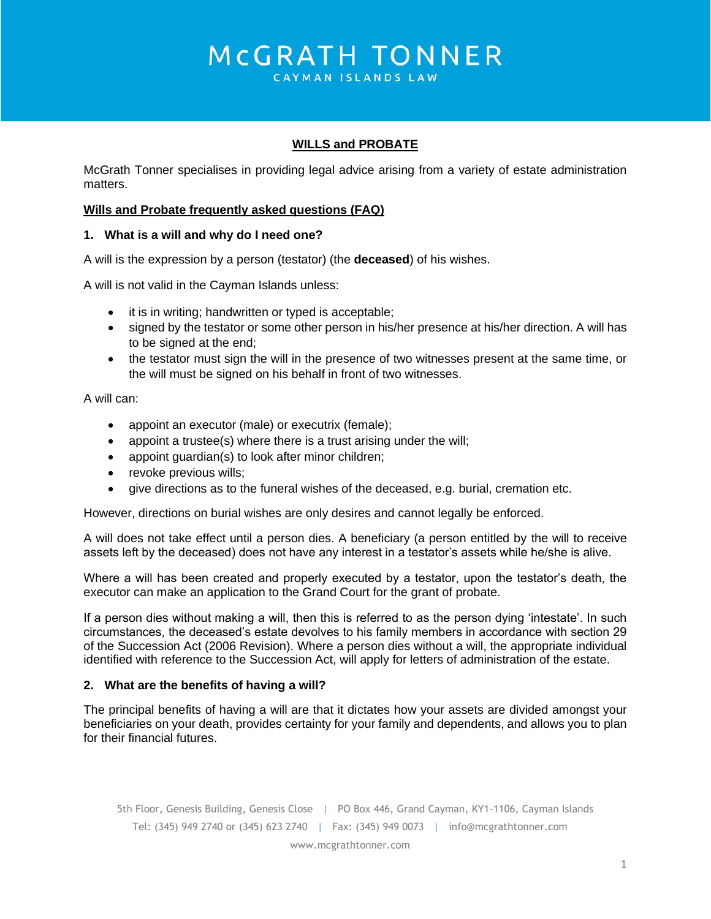# McGRATH TONNER

CAYMAN ISLANDS LAW

## WILLS and PROBATE

McGrath Tonner specialises in providing legal advice arising from a variety of estate administration matters.

### Wills and Probate frequently asked questions (FAQ)

#### 1. What is a will and why do I need one?

A will is the expression by a person (testator) (the **deceased**) of his wishes.

A will is not valid in the Cayman Islands unless:

- it is in writing; handwritten or typed is acceptable;
- signed by the testator or some other person in his/her presence at his/her direction. A will has to be signed at the end;
- the testator must sign the will in the presence of two witnesses present at the same time, or the will must be signed on his behalf in front of two witnesses.

A will can:

- appoint an executor (male) or executrix (female);
- appoint a trustee(s) where there is a trust arising under the will;
- appoint guardian(s) to look after minor children;
- revoke previous wills;
- give directions as to the funeral wishes of the deceased, e.g. burial, cremation etc.

However, directions on burial wishes are only desires and cannot legally be enforced.

A will does not take effect until a person dies. A beneficiary (a person entitled by the will to receive assets left by the deceased) does not have any interest in a testator's assets while he/she is alive.

Where a will has been created and properly executed by a testator, upon the testator's death, the executor can make an application to the Grand Court for the grant of probate.

If a person dies without making a will, then this is referred to as the person dying 'intestate'. In such circumstances, the deceased's estate devolves to his family members in accordance with section 29 of the Succession Act (2006 Revision). Where a person dies without a will, the appropriate individual identified with reference to the Succession Act, will apply for letters of administration of the estate.

#### 2. What are the benefits of having a will?

The principal benefits of having a will are that it dictates how your assets are divided amongst your beneficiaries on your death, provides certainty for your family and dependents, and allows you to plan for their financial futures.

5th Floor, Genesis Building, Genesis Close | PO Box 446, Grand Cayman, KY1-1106, Cayman Islands
Tel: (345) 949 2740 or (345) 623 2740 | Fax: (345) 949 0073 | info@mcgrathtonner.com
www.mcgrathtonner.com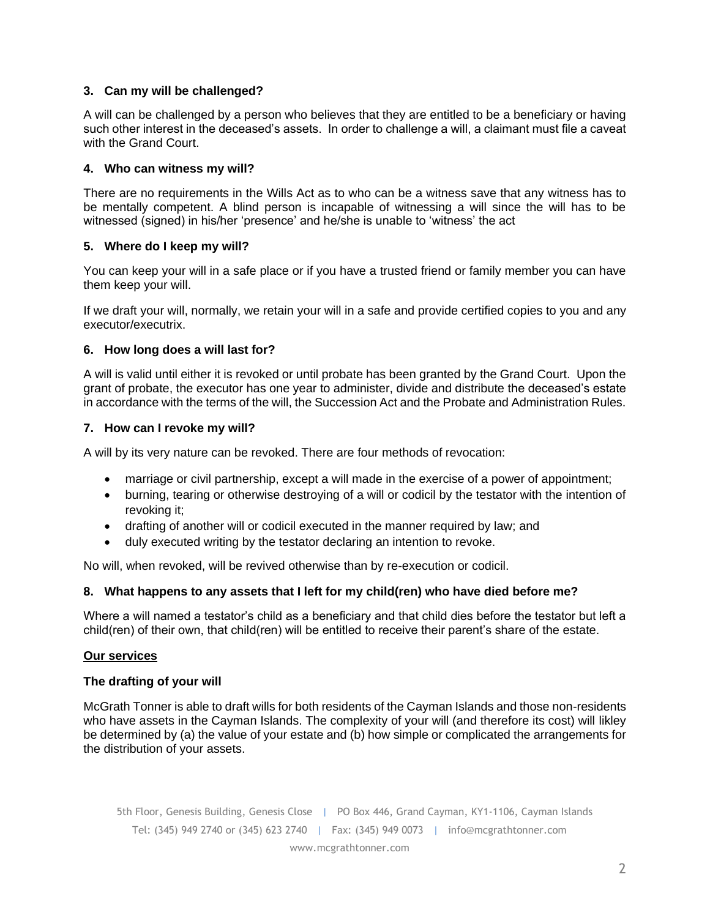### 3. Can my will be challenged?

A will can be challenged by a person who believes that they are entitled to be a beneficiary or having such other interest in the deceased's assets. In order to challenge a will, a claimant must file a caveat with the Grand Court.

### 4. Who can witness my will?

There are no requirements in the Wills Act as to who can be a witness save that any witness has to be mentally competent. A blind person is incapable of witnessing a will since the will has to be witnessed (signed) in his/her 'presence' and he/she is unable to 'witness' the act

### 5. Where do I keep my will?

You can keep your will in a safe place or if you have a trusted friend or family member you can have them keep your will.

If we draft your will, normally, we retain your will in a safe and provide certified copies to you and any executor/executrix.

### 6. How long does a will last for?

A will is valid until either it is revoked or until probate has been granted by the Grand Court. Upon the grant of probate, the executor has one year to administer, divide and distribute the deceased's estate in accordance with the terms of the will, the Succession Act and the Probate and Administration Rules.

### 7. How can I revoke my will?

A will by its very nature can be revoked. There are four methods of revocation:

- marriage or civil partnership, except a will made in the exercise of a power of appointment;
- burning, tearing or otherwise destroying of a will or codicil by the testator with the intention of revoking it;
- drafting of another will or codicil executed in the manner required by law; and
- duly executed writing by the testator declaring an intention to revoke.

No will, when revoked, will be revived otherwise than by re-execution or codicil.

### 8. What happens to any assets that I left for my child(ren) who have died before me?

Where a will named a testator's child as a beneficiary and that child dies before the testator but left a child(ren) of their own, that child(ren) will be entitled to receive their parent's share of the estate.

## Our services

### The drafting of your will

McGrath Tonner is able to draft wills for both residents of the Cayman Islands and those non-residents who have assets in the Cayman Islands. The complexity of your will (and therefore its cost) will likley be determined by (a) the value of your estate and (b) how simple or complicated the arrangements for the distribution of your assets.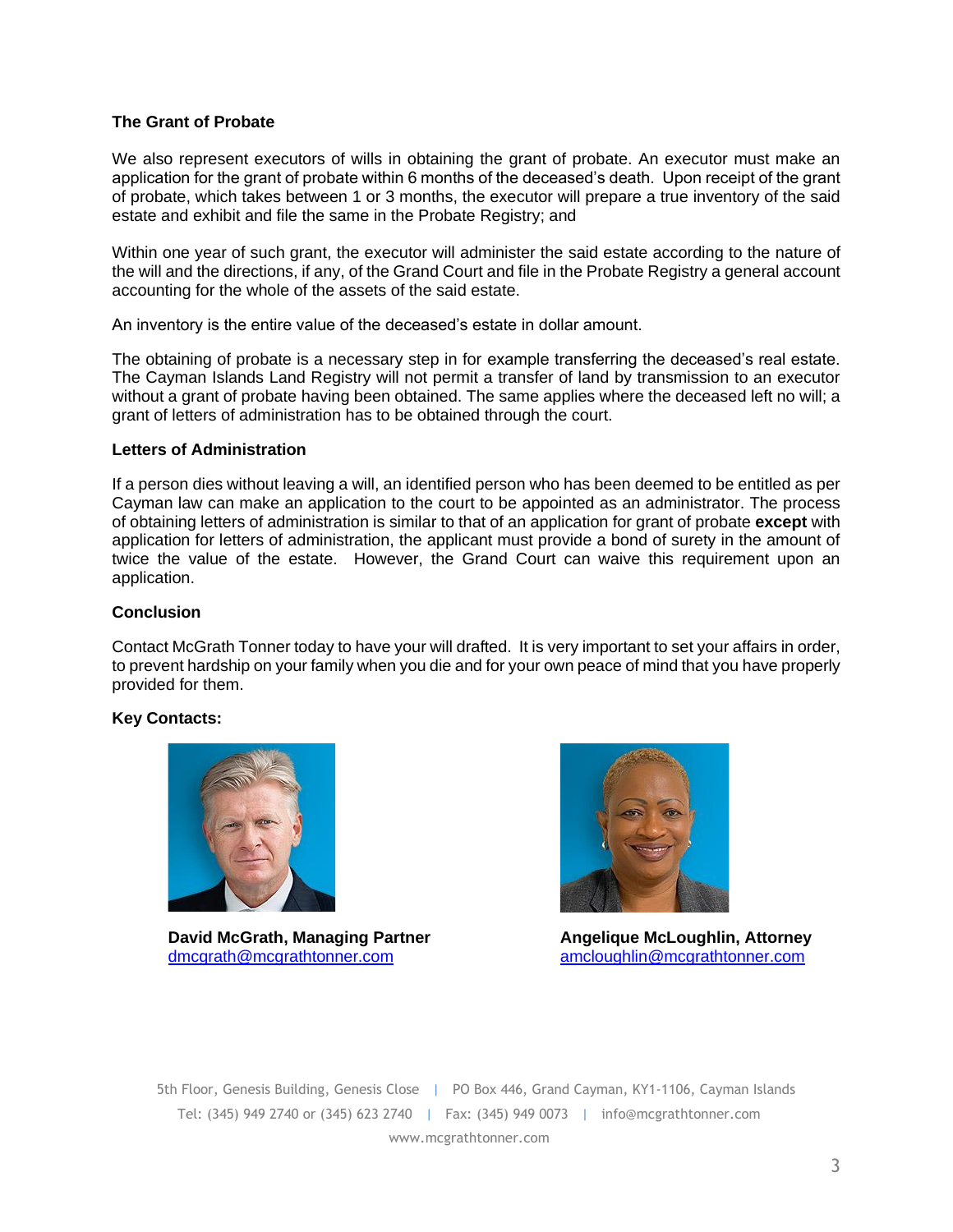### The Grant of Probate

We also represent executors of wills in obtaining the grant of probate. An executor must make an application for the grant of probate within 6 months of the deceased's death. Upon receipt of the grant of probate, which takes between 1 or 3 months, the executor will prepare a true inventory of the said estate and exhibit and file the same in the Probate Registry; and

Within one year of such grant, the executor will administer the said estate according to the nature of the will and the directions, if any, of the Grand Court and file in the Probate Registry a general account accounting for the whole of the assets of the said estate.

An inventory is the entire value of the deceased's estate in dollar amount.

The obtaining of probate is a necessary step in for example transferring the deceased's real estate. The Cayman Islands Land Registry will not permit a transfer of land by transmission to an executor without a grant of probate having been obtained. The same applies where the deceased left no will; a grant of letters of administration has to be obtained through the court.

### Letters of Administration

If a person dies without leaving a will, an identified person who has been deemed to be entitled as per Cayman law can make an application to the court to be appointed as an administrator. The process of obtaining letters of administration is similar to that of an application for grant of probate **except** with application for letters of administration, the applicant must provide a bond of surety in the amount of twice the value of the estate. However, the Grand Court can waive this requirement upon an application.

### Conclusion

Contact McGrath Tonner today to have your will drafted. It is very important to set your affairs in order, to prevent hardship on your family when you die and for your own peace of mind that you have properly provided for them.

### Key Contacts:

**David McGrath, Managing Partner**
dmcgrath@mcgrathtonner.com

**Angelique McLoughlin, Attorney**
amcloughlin@mcgrathtonner.com

5th Floor, Genesis Building, Genesis Close | PO Box 446, Grand Cayman, KY1-1106, Cayman Islands
Tel: (345) 949 2740 or (345) 623 2740 | Fax: (345) 949 0073 | info@mcgrathtonner.com
www.mcgrathtonner.com